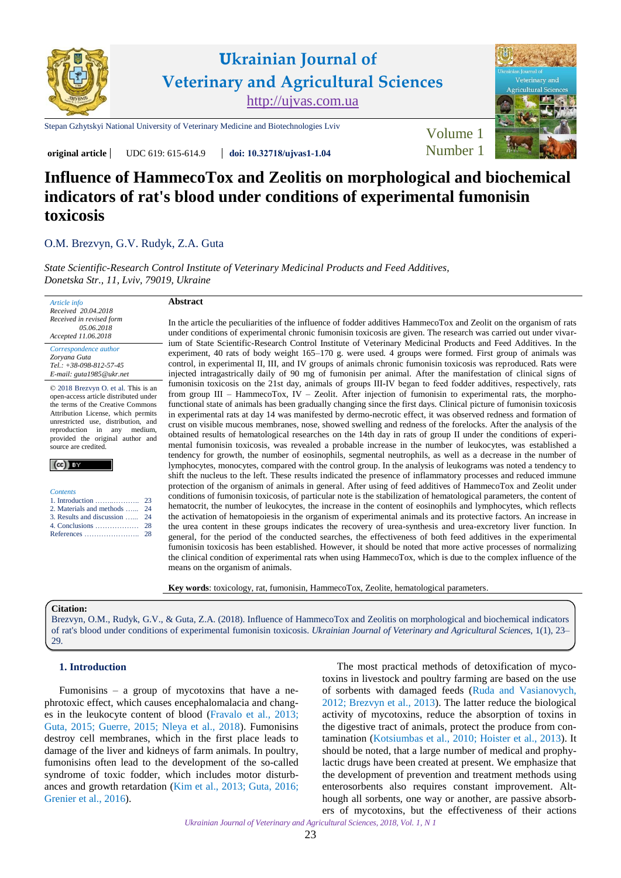original article | UDC 619: 615-614.9 | doi: 10.32718/ujvas1-1.04

# Influence of HammecoTox and Zeolitis on morphological and biochemical indicators of rat's blood under conditions of experimental fumonisin toxicosis

O.M. Brezvyn, G.V. Rudyk, Z.A. Guta

*State Scientific-Research Control Institute of Veterinary Medicinal Products and Feed Additives, Donetska Str., 11, Lviv, 79019, Ukraine*

*Article info*
*Received 20.04.2018*
*Received in revised form 05.06.2018*
*Accepted 11.06.2018*

*Correspondence author*
*Zoryana Guta*
*Tel.: +38-098-612-57-45*
*E-mail: guta1985@ukr.net*

© 2018 Brezvyn O. et al. This is an open-access article distributed under the terms of the Creative Commons Attribution License, which permits unrestricted use, distribution, and reproduction in any medium, provided the original author and source are credited.

*Contents*
1. Introduction .................. 23
2. Materials and methods ...... 24
3. Results and discussion ...... 24
4. Conclusions .................. 28
References ...................... 28

**Abstract**

In the article the peculiarities of the influence of fodder additives HammecoTox and Zeolit on the organism of rats under conditions of experimental chronic fumonisin toxicosis are given. The research was carried out under vivarium of State Scientific-Research Control Institute of Veterinary Medicinal Products and Feed Additives. In the experiment, 40 rats of body weight 165–170 g. were used. 4 groups were formed. First group of animals was control, in experimental II, III, and IV groups of animals chronic fumonisin toxicosis was reproduced. Rats were injected intragastrically daily of 90 mg of fumonisin per animal. After the manifestation of clinical signs of fumonisin toxicosis on the 21st day, animals of groups III-IV began to feed fodder additives, respectively, rats from group III – HammecoTox, IV – Zeolit. After injection of fumonisin to experimental rats, the morpho-functional state of animals has been gradually changing since the first days. Clinical picture of fumonisin toxicosis in experimental rats at day 14 was manifested by dermo-necrotic effect, it was observed redness and formation of crust on visible mucous membranes, nose, showed swelling and redness of the forelocks. After the analysis of the obtained results of hematological researches on the 14th day in rats of group II under the conditions of experimental fumonisin toxicosis, was revealed a probable increase in the number of leukocytes, was established a tendency for growth, the number of eosinophils, segmental neutrophils, as well as a decrease in the number of lymphocytes, monocytes, compared with the control group. In the analysis of leukograms was noted a tendency to shift the nucleus to the left. These results indicated the presence of inflammatory processes and reduced immune protection of the organism of animals in general. After using of feed additives of HammecoTox and Zeolit under conditions of fumonisin toxicosis, of particular note is the stabilization of hematological parameters, the content of hematocrit, the number of leukocytes, the increase in the content of eosinophils and lymphocytes, which reflects the activation of hematopoiesis in the organism of experimental animals and its protective factors. An increase in the urea content in these groups indicates the recovery of urea-synthesis and urea-excretory liver function. In general, for the period of the conducted searches, the effectiveness of both feed additives in the experimental fumonisin toxicosis has been established. However, it should be noted that more active processes of normalizing the clinical condition of experimental rats when using HammecoTox, which is due to the complex influence of the means on the organism of animals.

**Key words**: toxicology, rat, fumonisin, HammecoTox, Zeolite, hematological parameters.

**Citation:**
Brezvyn, O.M., Rudyk, G.V., & Guta, Z.A. (2018). Influence of HammecoTox and Zeolitis on morphological and biochemical indicators of rat's blood under conditions of experimental fumonisin toxicosis. *Ukrainian Journal of Veterinary and Agricultural Sciences*, 1(1), 23–29.

## 1. Introduction

Fumonisins – a group of mycotoxins that have a nephrotoxic effect, which causes encephalomalacia and changes in the leukocyte content of blood (Fravalo et al., 2013; Guta, 2015; Guerre, 2015; Nleya et al., 2018). Fumonisins destroy cell membranes, which in the first place leads to damage of the liver and kidneys of farm animals. In poultry, fumonisins often lead to the development of the so-called syndrome of toxic fodder, which includes motor disturbances and growth retardation (Kim et al., 2013; Guta, 2016; Grenier et al., 2016).

The most practical methods of detoxification of mycotoxins in livestock and poultry farming are based on the use of sorbents with damaged feeds (Ruda and Vasianovych, 2012; Brezvyn et al., 2013). The latter reduce the biological activity of mycotoxins, reduce the absorption of toxins in the digestive tract of animals, protect the produce from contamination (Kotsiumbas et al., 2010; Hoister et al., 2013). It should be noted, that a large number of medical and prophylactic drugs have been created at present. We emphasize that the development of prevention and treatment methods using enterosorbents also requires constant improvement. Although all sorbents, one way or another, are passive absorbers of mycotoxins, but the effectiveness of their actions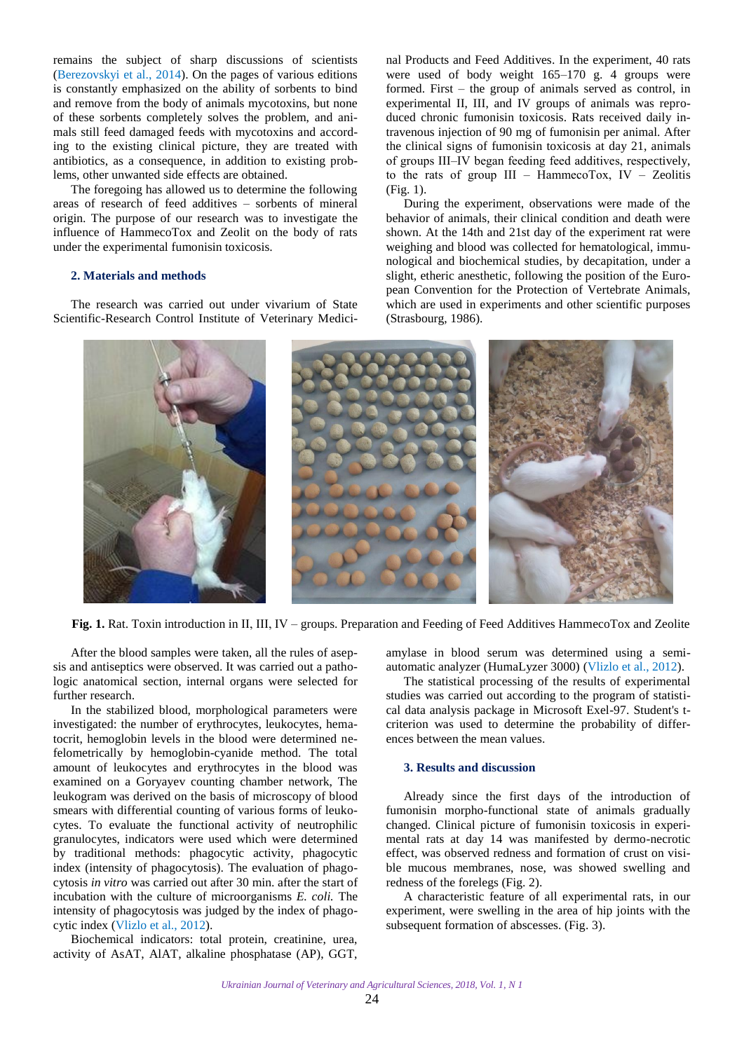remains the subject of sharp discussions of scientists (Berezovskyi et al., 2014). On the pages of various editions is constantly emphasized on the ability of sorbents to bind and remove from the body of animals mycotoxins, but none of these sorbents completely solves the problem, and animals still feed damaged feeds with mycotoxins and according to the existing clinical picture, they are treated with antibiotics, as a consequence, in addition to existing problems, other unwanted side effects are obtained.

The foregoing has allowed us to determine the following areas of research of feed additives – sorbents of mineral origin. The purpose of our research was to investigate the influence of HammecoTox and Zeolit on the body of rats under the experimental fumonisin toxicosis.

## 2. Materials and methods

The research was carried out under vivarium of State Scientific-Research Control Institute of Veterinary Medicinal Products and Feed Additives. In the experiment, 40 rats were used of body weight 165–170 g. 4 groups were formed. First – the group of animals served as control, in experimental II, III, and IV groups of animals was reproduced chronic fumonisin toxicosis. Rats received daily intravenous injection of 90 mg of fumonisin per animal. After the clinical signs of fumonisin toxicosis at day 21, animals of groups III–IV began feeding feed additives, respectively, to the rats of group III – HammecoTox, IV – Zeolitis (Fig. 1).

During the experiment, observations were made of the behavior of animals, their clinical condition and death were shown. At the 14th and 21st day of the experiment rat were weighing and blood was collected for hematological, immunological and biochemical studies, by decapitation, under a slight, etheric anesthetic, following the position of the European Convention for the Protection of Vertebrate Animals, which are used in experiments and other scientific purposes (Strasbourg, 1986).

**Fig. 1.** Rat. Toxin introduction in II, III, IV – groups. Preparation and Feeding of Feed Additives HammecoTox and Zeolite

After the blood samples were taken, all the rules of asepsis and antiseptics were observed. It was carried out a pathologic anatomical section, internal organs were selected for further research.

In the stabilized blood, morphological parameters were investigated: the number of erythrocytes, leukocytes, hematocrit, hemoglobin levels in the blood were determined nefelometrically by hemoglobin-cyanide method. The total amount of leukocytes and erythrocytes in the blood was examined on a Goryayev counting chamber network, The leukogram was derived on the basis of microscopy of blood smears with differential counting of various forms of leukocytes. To evaluate the functional activity of neutrophilic granulocytes, indicators were used which were determined by traditional methods: phagocytic activity, phagocytic index (intensity of phagocytosis). The evaluation of phagocytosis *in vitro* was carried out after 30 min. after the start of incubation with the culture of microorganisms *E. coli.* The intensity of phagocytosis was judged by the index of phagocytic index (Vlizlo et al., 2012).

Biochemical indicators: total protein, creatinine, urea, activity of AsAT, AlAT, alkaline phosphatase (AP), GGT, amylase in blood serum was determined using a semi-automatic analyzer (HumaLyzer 3000) (Vlizlo et al., 2012).

The statistical processing of the results of experimental studies was carried out according to the program of statistical data analysis package in Microsoft Exel-97. Student's t-criterion was used to determine the probability of differences between the mean values.

## 3. Results and discussion

Already since the first days of the introduction of fumonisin morpho-functional state of animals gradually changed. Clinical picture of fumonisin toxicosis in experimental rats at day 14 was manifested by dermo-necrotic effect, was observed redness and formation of crust on visible mucous membranes, nose, was showed swelling and redness of the forelegs (Fig. 2).

A characteristic feature of all experimental rats, in our experiment, were swelling in the area of hip joints with the subsequent formation of abscesses. (Fig. 3).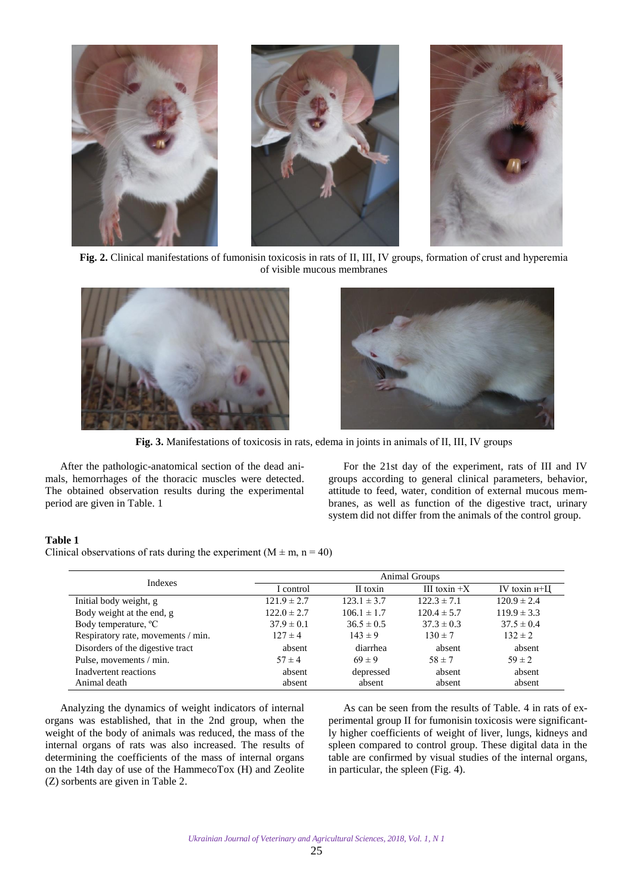**Fig. 2.** Clinical manifestations of fumonisin toxicosis in rats of II, III, IV groups, formation of crust and hyperemia of visible mucous membranes

**Fig. 3.** Manifestations of toxicosis in rats, edema in joints in animals of II, III, IV groups

After the pathologic-anatomical section of the dead animals, hemorrhages of the thoracic muscles were detected. The obtained observation results during the experimental period are given in Table. 1

For the 21st day of the experiment, rats of III and IV groups according to general clinical parameters, behavior, attitude to feed, water, condition of external mucous membranes, as well as function of the digestive tract, urinary system did not differ from the animals of the control group.

**Table 1**
Clinical observations of rats during the experiment (M ± m, n = 40)

| Indexes | Animal Groups | | | |
|---|---|---|---|---|
| | I control | II toxin | III toxin +X | IV toxin н+Ц |
| Initial body weight, g | 121.9 ± 2.7 | 123.1 ± 3.7 | 122.3 ± 7.1 | 120.9 ± 2.4 |
| Body weight at the end, g | 122.0 ± 2.7 | 106.1 ± 1.7 | 120.4 ± 5.7 | 119.9 ± 3.3 |
| Body temperature, ºC | 37.9 ± 0.1 | 36.5 ± 0.5 | 37.3 ± 0.3 | 37.5 ± 0.4 |
| Respiratory rate, movements / min. | 127 ± 4 | 143 ± 9 | 130 ± 7 | 132 ± 2 |
| Disorders of the digestive tract | absent | diarrhea | absent | absent |
| Pulse, movements / min. | 57 ± 4 | 69 ± 9 | 58 ± 7 | 59 ± 2 |
| Inadvertent reactions | absent | depressed | absent | absent |
| Animal death | absent | absent | absent | absent |

Analyzing the dynamics of weight indicators of internal organs was established, that in the 2nd group, when the weight of the body of animals was reduced, the mass of the internal organs of rats was also increased. The results of determining the coefficients of the mass of internal organs on the 14th day of use of the HammecoTox (H) and Zeolite (Z) sorbents are given in Table 2.

As can be seen from the results of Table. 4 in rats of experimental group II for fumonisin toxicosis were significantly higher coefficients of weight of liver, lungs, kidneys and spleen compared to control group. These digital data in the table are confirmed by visual studies of the internal organs, in particular, the spleen (Fig. 4).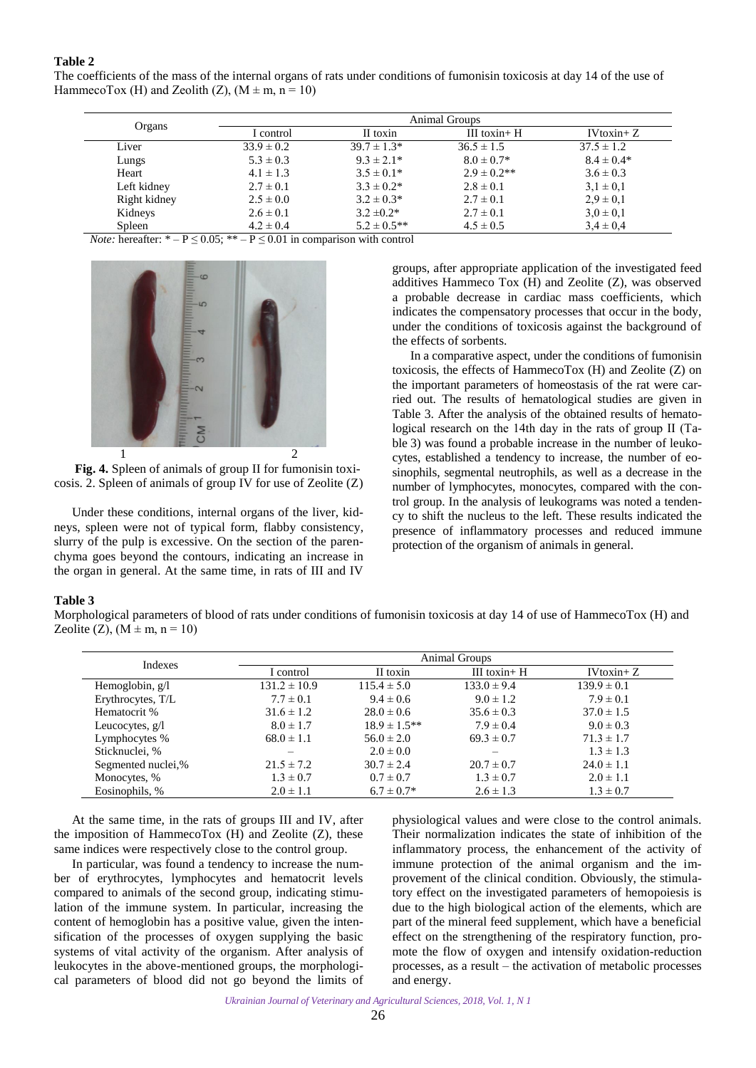**Table 2**

The coefficients of the mass of the internal organs of rats under conditions of fumonisin toxicosis at day 14 of the use of HammecoTox (H) and Zeolith (Z), (M ± m, n = 10)

| Organs | Animal Groups | | | |
|---|---|---|---|---|
| | I control | II toxin | III toxin+ H | IVtoxin+ Z |
| Liver | 33.9 ± 0.2 | 39.7 ± 1.3* | 36.5 ± 1.5 | 37.5 ± 1.2 |
| Lungs | 5.3 ± 0.3 | 9.3 ± 2.1* | 8.0 ± 0.7* | 8.4 ± 0.4* |
| Heart | 4.1 ± 1.3 | 3.5 ± 0.1* | 2.9 ± 0.2** | 3.6 ± 0.3 |
| Left kidney | 2.7 ± 0.1 | 3.3 ± 0.2* | 2.8 ± 0.1 | 3,1 ± 0,1 |
| Right kidney | 2.5 ± 0.0 | 3.2 ± 0.3* | 2.7 ± 0.1 | 2,9 ± 0,1 |
| Kidneys | 2.6 ± 0.1 | 3.2 ±0.2* | 2.7 ± 0.1 | 3,0 ± 0,1 |
| Spleen | 4.2 ± 0.4 | 5.2 ± 0.5** | 4.5 ± 0.5 | 3,4 ± 0,4 |

*Note:* hereafter: * – P ≤ 0.05; ** – P ≤ 0.01 in comparison with control

**Fig. 4.** Spleen of animals of group II for fumonisin toxicosis. 2. Spleen of animals of group IV for use of Zeolite (Z)

Under these conditions, internal organs of the liver, kidneys, spleen were not of typical form, flabby consistency, slurry of the pulp is excessive. On the section of the parenchyma goes beyond the contours, indicating an increase in the organ in general. At the same time, in rats of III and IV groups, after appropriate application of the investigated feed additives Hammeco Tox (H) and Zeolite (Z), was observed a probable decrease in cardiac mass coefficients, which indicates the compensatory processes that occur in the body, under the conditions of toxicosis against the background of the effects of sorbents.

In a comparative aspect, under the conditions of fumonisin toxicosis, the effects of HammecoTox (H) and Zeolite (Z) on the important parameters of homeostasis of the rat were carried out. The results of hematological studies are given in Table 3. After the analysis of the obtained results of hematological research on the 14th day in the rats of group II (Table 3) was found a probable increase in the number of leukocytes, established a tendency to increase, the number of eosinophils, segmental neutrophils, as well as a decrease in the number of lymphocytes, monocytes, compared with the control group. In the analysis of leukograms was noted a tendency to shift the nucleus to the left. These results indicated the presence of inflammatory processes and reduced immune protection of the organism of animals in general.

**Table 3**

Morphological parameters of blood of rats under conditions of fumonisin toxicosis at day 14 of use of HammecoTox (H) and Zeolite (Z), (M ± m, n = 10)

| Indexes | Animal Groups | | | |
|---|---|---|---|---|
| | I control | II toxin | III toxin+ H | IVtoxin+ Z |
| Hemoglobin, g/l | 131.2 ± 10.9 | 115.4 ± 5.0 | 133.0 ± 9.4 | 139.9 ± 0.1 |
| Erythrocytes, T/L | 7.7 ± 0.1 | 9.4 ± 0.6 | 9.0 ± 1.2 | 7.9 ± 0.1 |
| Hematocrit % | 31.6 ± 1.2 | 28.0 ± 0.6 | 35.6 ± 0.3 | 37.0 ± 1.5 |
| Leucocytes, g/l | 8.0 ± 1.7 | 18.9 ± 1.5** | 7.9 ± 0.4 | 9.0 ± 0.3 |
| Lymphocytes % | 68.0 ± 1.1 | 56.0 ± 2.0 | 69.3 ± 0.7 | 71.3 ± 1.7 |
| Sticknuclei, % | – | 2.0 ± 0.0 | – | 1.3 ± 1.3 |
| Segmented nuclei,% | 21.5 ± 7.2 | 30.7 ± 2.4 | 20.7 ± 0.7 | 24.0 ± 1.1 |
| Monocytes, % | 1.3 ± 0.7 | 0.7 ± 0.7 | 1.3 ± 0.7 | 2.0 ± 1.1 |
| Eosinophils, % | 2.0 ± 1.1 | 6.7 ± 0.7* | 2.6 ± 1.3 | 1.3 ± 0.7 |

At the same time, in the rats of groups III and IV, after the imposition of HammecoTox (H) and Zeolite (Z), these same indices were respectively close to the control group.

In particular, was found a tendency to increase the number of erythrocytes, lymphocytes and hematocrit levels compared to animals of the second group, indicating stimulation of the immune system. In particular, increasing the content of hemoglobin has a positive value, given the intensification of the processes of oxygen supplying the basic systems of vital activity of the organism. After analysis of leukocytes in the above-mentioned groups, the morphological parameters of blood did not go beyond the limits of physiological values and were close to the control animals. Their normalization indicates the state of inhibition of the inflammatory process, the enhancement of the activity of immune protection of the animal organism and the improvement of the clinical condition. Obviously, the stimulatory effect on the investigated parameters of hemopoiesis is due to the high biological action of the elements, which are part of the mineral feed supplement, which have a beneficial effect on the strengthening of the respiratory function, promote the flow of oxygen and intensify oxidation-reduction processes, as a result – the activation of metabolic processes and energy.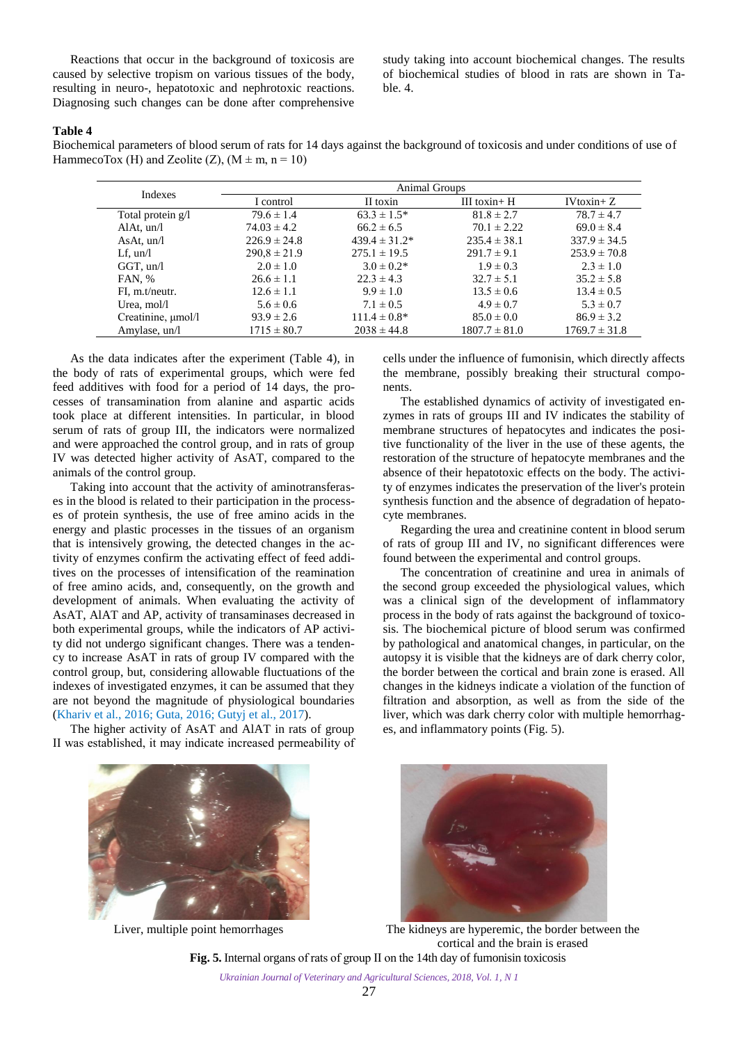Reactions that occur in the background of toxicosis are caused by selective tropism on various tissues of the body, resulting in neuro-, hepatotoxic and nephrotoxic reactions. Diagnosing such changes can be done after comprehensive study taking into account biochemical changes. The results of biochemical studies of blood in rats are shown in Table. 4.

**Table 4**

Biochemical parameters of blood serum of rats for 14 days against the background of toxicosis and under conditions of use of HammecoTox (H) and Zeolite (Z), (M ± m, n = 10)

| Indexes | Animal Groups | | | |
|---|---|---|---|---|
| | I control | II toxin | III toxin+ H | IVtoxin+ Z |
| Total protein g/l | 79.6 ± 1.4 | 63.3 ± 1.5* | 81.8 ± 2.7 | 78.7 ± 4.7 |
| AlAt, un/l | 74.03 ± 4.2 | 66.2 ± 6.5 | 70.1 ± 2.22 | 69.0 ± 8.4 |
| AsAt, un/l | 226.9 ± 24.8 | 439.4 ± 31.2* | 235.4 ± 38.1 | 337.9 ± 34.5 |
| Lf, un/l | 290,8 ± 21.9 | 275.1 ± 19.5 | 291.7 ± 9.1 | 253.9 ± 70.8 |
| GGT, un/l | 2.0 ± 1.0 | 3.0 ± 0.2* | 1.9 ± 0.3 | 2.3 ± 1.0 |
| FAN, % | 26.6 ± 1.1 | 22.3 ± 4.3 | 32.7 ± 5.1 | 35.2 ± 5.8 |
| FI, m.t/neutr. | 12.6 ± 1.1 | 9.9 ± 1.0 | 13.5 ± 0.6 | 13.4 ± 0.5 |
| Urea, mol/l | 5.6 ± 0.6 | 7.1 ± 0.5 | 4.9 ± 0.7 | 5.3 ± 0.7 |
| Creatinine, μmol/l | 93.9 ± 2.6 | 111.4 ± 0.8* | 85.0 ± 0.0 | 86.9 ± 3.2 |
| Amylase, un/l | 1715 ± 80.7 | 2038 ± 44.8 | 1807.7 ± 81.0 | 1769.7 ± 31.8 |

As the data indicates after the experiment (Table 4), in the body of rats of experimental groups, which were fed feed additives with food for a period of 14 days, the processes of transamination from alanine and aspartic acids took place at different intensities. In particular, in blood serum of rats of group III, the indicators were normalized and were approached the control group, and in rats of group IV was detected higher activity of AsAT, compared to the animals of the control group.

Taking into account that the activity of aminotransferases in the blood is related to their participation in the processes of protein synthesis, the use of free amino acids in the energy and plastic processes in the tissues of an organism that is intensively growing, the detected changes in the activity of enzymes confirm the activating effect of feed additives on the processes of intensification of the reamination of free amino acids, and, consequently, on the growth and development of animals. When evaluating the activity of AsAT, AlAT and AP, activity of transaminases decreased in both experimental groups, while the indicators of AP activity did not undergo significant changes. There was a tendency to increase AsAT in rats of group IV compared with the control group, but, considering allowable fluctuations of the indexes of investigated enzymes, it can be assumed that they are not beyond the magnitude of physiological boundaries (Khariv et al., 2016; Guta, 2016; Gutyj et al., 2017).

The higher activity of AsAT and AlAT in rats of group II was established, it may indicate increased permeability of cells under the influence of fumonisin, which directly affects the membrane, possibly breaking their structural components.

The established dynamics of activity of investigated enzymes in rats of groups III and IV indicates the stability of membrane structures of hepatocytes and indicates the positive functionality of the liver in the use of these agents, the restoration of the structure of hepatocyte membranes and the absence of their hepatotoxic effects on the body. The activity of enzymes indicates the preservation of the liver's protein synthesis function and the absence of degradation of hepatocyte membranes.

Regarding the urea and creatinine content in blood serum of rats of group III and IV, no significant differences were found between the experimental and control groups.

The concentration of creatinine and urea in animals of the second group exceeded the physiological values, which was a clinical sign of the development of inflammatory process in the body of rats against the background of toxicosis. The biochemical picture of blood serum was confirmed by pathological and anatomical changes, in particular, on the autopsy it is visible that the kidneys are of dark cherry color, the border between the cortical and brain zone is erased. All changes in the kidneys indicate a violation of the function of filtration and absorption, as well as from the side of the liver, which was dark cherry color with multiple hemorrhages, and inflammatory points (Fig. 5).

Liver, multiple point hemorrhages

The kidneys are hyperemic, the border between the cortical and the brain is erased

**Fig. 5.** Internal organs of rats of group II on the 14th day of fumonisin toxicosis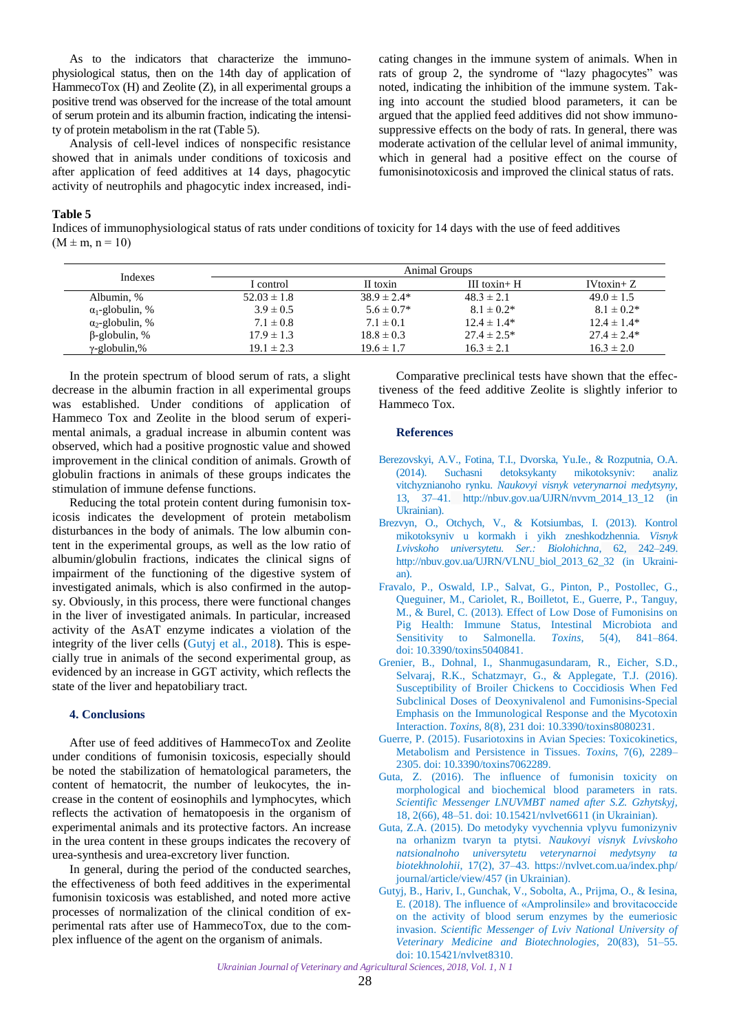As to the indicators that characterize the immunophysiological status, then on the 14th day of application of HammecoTox (H) and Zeolite (Z), in all experimental groups a positive trend was observed for the increase of the total amount of serum protein and its albumin fraction, indicating the intensity of protein metabolism in the rat (Table 5).

Analysis of cell-level indices of nonspecific resistance showed that in animals under conditions of toxicosis and after application of feed additives at 14 days, phagocytic activity of neutrophils and phagocytic index increased, indicating changes in the immune system of animals. When in rats of group 2, the syndrome of "lazy phagocytes" was noted, indicating the inhibition of the immune system. Taking into account the studied blood parameters, it can be argued that the applied feed additives did not show immunosuppressive effects on the body of rats. In general, there was moderate activation of the cellular level of animal immunity, which in general had a positive effect on the course of fumonisinotoxicosis and improved the clinical status of rats.

**Table 5**

Indices of immunophysiological status of rats under conditions of toxicity for 14 days with the use of feed additives (M ± m, n = 10)

| Indexes | Animal Groups | | | |
|---|---|---|---|---|
| | I control | II toxin | III toxin+ H | IVtoxin+ Z |
| Albumin, % | 52.03 ± 1.8 | 38.9 ± 2.4* | 48.3 ± 2.1 | 49.0 ± 1.5 |
| $\alpha_1$-globulin, % | 3.9 ± 0.5 | 5.6 ± 0.7* | 8.1 ± 0.2* | 8.1 ± 0.2* |
| $\alpha_2$-globulin, % | 7.1 ± 0.8 | 7.1 ± 0.1 | 12.4 ± 1.4* | 12.4 ± 1.4* |
| β-globulin, % | 17.9 ± 1.3 | 18.8 ± 0.3 | 27.4 ± 2.5* | 27.4 ± 2.4* |
| γ-globulin,% | 19.1 ± 2.3 | 19.6 ± 1.7 | 16.3 ± 2.1 | 16.3 ± 2.0 |

In the protein spectrum of blood serum of rats, a slight decrease in the albumin fraction in all experimental groups was established. Under conditions of application of Hammeco Tox and Zeolite in the blood serum of experimental animals, a gradual increase in albumin content was observed, which had a positive prognostic value and showed improvement in the clinical condition of animals. Growth of globulin fractions in animals of these groups indicates the stimulation of immune defense functions.

Reducing the total protein content during fumonisin toxicosis indicates the development of protein metabolism disturbances in the body of animals. The low albumin content in the experimental groups, as well as the low ratio of albumin/globulin fractions, indicates the clinical signs of impairment of the functioning of the digestive system of investigated animals, which is also confirmed in the autopsy. Obviously, in this process, there were functional changes in the liver of investigated animals. In particular, increased activity of the AsAT enzyme indicates a violation of the integrity of the liver cells (Gutyj et al., 2018). This is especially true in animals of the second experimental group, as evidenced by an increase in GGT activity, which reflects the state of the liver and hepatobiliary tract.

## 4. Conclusions

After use of feed additives of HammecoTox and Zeolite under conditions of fumonisin toxicosis, especially should be noted the stabilization of hematological parameters, the content of hematocrit, the number of leukocytes, the increase in the content of eosinophils and lymphocytes, which reflects the activation of hematopoesis in the organism of experimental animals and its protective factors. An increase in the urea content in these groups indicates the recovery of urea-synthesis and urea-excretory liver function.

In general, during the period of the conducted searches, the effectiveness of both feed additives in the experimental fumonisin toxicosis was established, and noted more active processes of normalization of the clinical condition of experimental rats after use of HammecoTox, due to the complex influence of the agent on the organism of animals.

Comparative preclinical tests have shown that the effectiveness of the feed additive Zeolite is slightly inferior to Hammeco Tox.

## References

Berezovskyi, A.V., Fotina, T.I., Dvorska, Yu.Ie., & Rozputnia, O.A. (2014). Suchasni detoksykanty mikotoksyniv: analiz vitchyznianoho rynku. *Naukovyi visnyk veterynarnoi medytsyny*, 13, 37–41. http://nbuv.gov.ua/UJRN/nvvm_2014_13_12 (in Ukrainian).

Brezvyn, O., Otchych, V., & Kotsiumbas, I. (2013). Kontrol mikotoksyniv u kormakh i yikh zneshkodzhennia. *Visnyk Lvivskoho universytetu. Ser.: Biolohichna*, 62, 242–249. http://nbuv.gov.ua/UJRN/VLNU_biol_2013_62_32 (in Ukrainian).

Fravalo, P., Oswald, I.P., Salvat, G., Pinton, P., Postollec, G., Queguiner, M., Cariolet, R., Boilletot, E., Guerre, P., Tanguy, M., & Burel, C. (2013). Effect of Low Dose of Fumonisins on Pig Health: Immune Status, Intestinal Microbiota and Sensitivity to Salmonella. *Toxins*, 5(4), 841–864. doi: 10.3390/toxins5040841.

Grenier, B., Dohnal, I., Shanmugasundaram, R., Eicher, S.D., Selvaraj, R.K., Schatzmayr, G., & Applegate, T.J. (2016). Susceptibility of Broiler Chickens to Coccidiosis When Fed Subclinical Doses of Deoxynivalenol and Fumonisins-Special Emphasis on the Immunological Response and the Mycotoxin Interaction. *Toxins*, 8(8), 231 doi: 10.3390/toxins8080231.

Guerre, P. (2015). Fusariotoxins in Avian Species: Toxicokinetics, Metabolism and Persistence in Tissues. *Toxins*, 7(6), 2289–2305. doi: 10.3390/toxins7062289.

Guta, Z. (2016). The influence of fumonisin toxicity on morphological and biochemical blood parameters in rats. *Scientific Messenger LNUVMBT named after S.Z. Gzhytskyj*, 18, 2(66), 48–51. doi: 10.15421/nvlvet6611 (in Ukrainian).

Guta, Z.A. (2015). Do metodyky vyvchennia vplyvu fumonizyniv na orhanizm tvaryn ta ptytsi. *Naukovyi visnyk Lvivskoho natsionalnoho universytetu veterynarnoi medytsyny ta biotekhnolohii*, 17(2), 37–43. https://nvlvet.com.ua/index.php/journal/article/view/457 (in Ukrainian).

Gutyj, B., Hariv, I., Gunchak, V., Sobolta, A., Prijma, O., & Iesina, E. (2018). The influence of «Amprolinsile» and brovitacoccide on the activity of blood serum enzymes by the eumeriosic invasion. *Scientific Messenger of Lviv National University of Veterinary Medicine and Biotechnologies*, 20(83), 51–55. doi: 10.15421/nvlvet8310.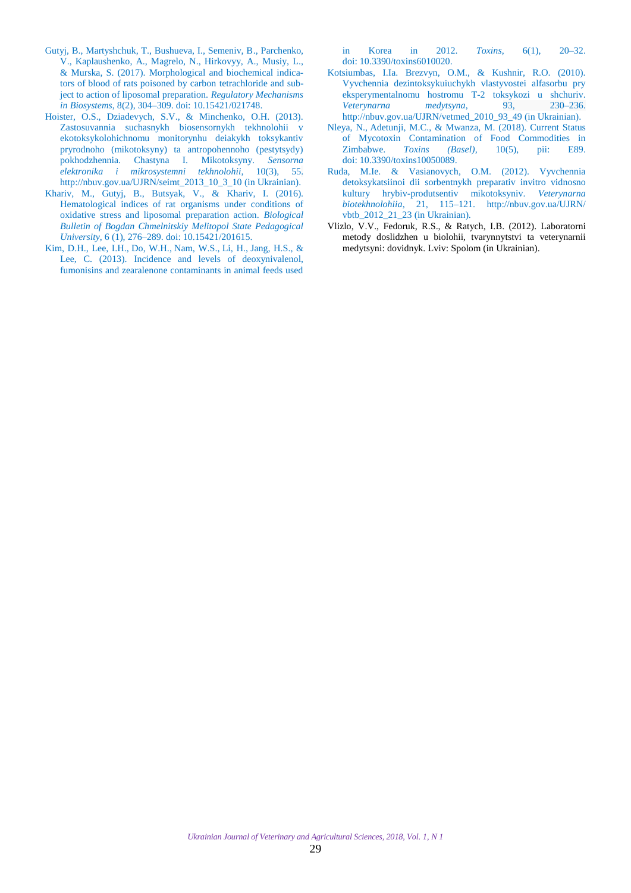Gutyj, B., Martyshchuk, T., Bushueva, I., Semeniv, B., Parchenko, V., Kaplaushenko, A., Magrelo, N., Hirkovyy, A., Musiy, L., & Murska, S. (2017). Morphological and biochemical indicators of blood of rats poisoned by carbon tetrachloride and subject to action of liposomal preparation. *Regulatory Mechanisms in Biosystems*, 8(2), 304–309. doi: 10.15421/021748.

Hoister, O.S., Dziadevych, S.V., & Minchenko, O.H. (2013). Zastosuvannia suchasnykh biosensornykh tekhnolohii v ekotoksykolohichnomu monitorynhu deiakykh toksykantiv pryrodnoho (mikotoksyny) ta antropohennoho (pestytsydy) pokhodzhennia. Chastyna I. Mikotoksyny. *Sensorna elektronika i mikrosystemni tekhnolohii*, 10(3), 55. http://nbuv.gov.ua/UJRN/seimt_2013_10_3_10 (in Ukrainian).

Khariv, M., Gutyj, B., Butsyak, V., & Khariv, I. (2016). Hematological indices of rat organisms under conditions of oxidative stress and liposomal preparation action. *Biological Bulletin of Bogdan Chmelnitskiy Melitopol State Pedagogical University*, 6 (1), 276–289. doi: 10.15421/201615.

Kim, D.H., Lee, I.H., Do, W.H., Nam, W.S., Li, H., Jang, H.S., & Lee, C. (2013). Incidence and levels of deoxynivalenol, fumonisins and zearalenone contaminants in animal feeds used in Korea in 2012. *Toxins*, 6(1), 20–32. doi: 10.3390/toxins6010020.

Kotsiumbas, I.Ia. Brezvyn, O.M., & Kushnir, R.O. (2010). Vyvchennia dezintoksykuiuchykh vlastyvostei alfasorbu pry eksperymentalnomu hostromu T-2 toksykozi u shchuriv. *Veterynarna medytsyna*, 93, 230–236. http://nbuv.gov.ua/UJRN/vetmed_2010_93_49 (in Ukrainian).

Nleya, N., Adetunji, M.C., & Mwanza, M. (2018). Current Status of Mycotoxin Contamination of Food Commodities in Zimbabwe. *Toxins (Basel)*, 10(5), pii: E89. doi: 10.3390/toxins10050089.

Ruda, M.Ie. & Vasianovych, O.M. (2012). Vyvchennia detoksykatsiinoi dii sorbentnykh preparativ invitro vidnosno kultury hrybiv-produtsentiv mikotoksyniv. *Veterynarna biotekhnolohiia*, 21, 115–121. http://nbuv.gov.ua/UJRN/vbtb_2012_21_23 (in Ukrainian).

Vlizlo, V.V., Fedoruk, R.S., & Ratych, I.B. (2012). Laboratorni metody doslidzhen u biolohii, tvarynnytstvi ta veterynarnii medytsyni: dovidnyk. Lviv: Spolom (in Ukrainian).